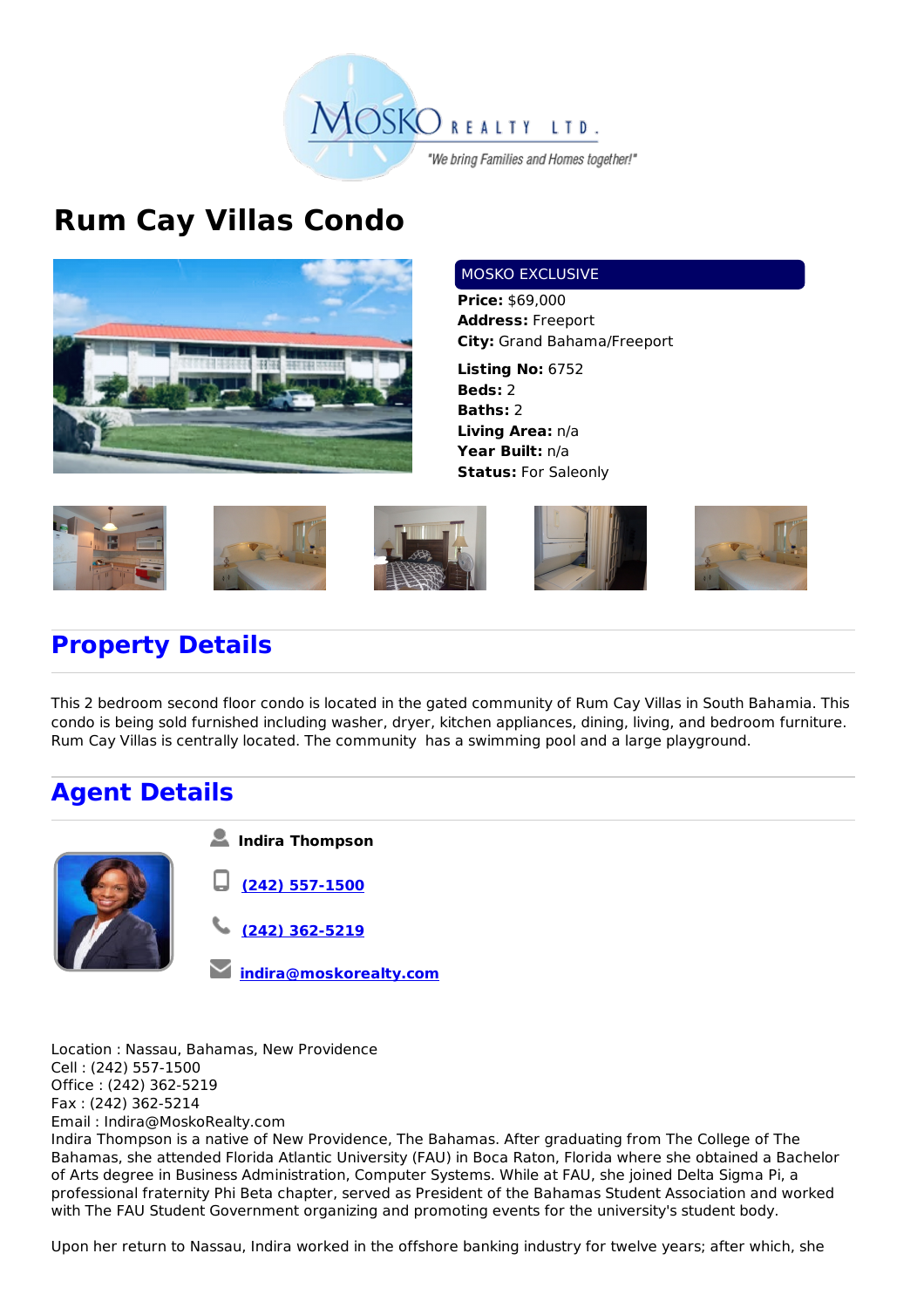MOSKO REALTY LTD.

"We bring Families and Homes together!"

# Rum Cay Villas Condo

MOSKO EXCLUSIVE

**Price:** $69,000
**Address:** Freeport
**City:** Grand Bahama/Freeport

**Listing No:** 6752
**Beds:** 2
**Baths:** 2
**Living Area:** n/a
**Year Built:** n/a
**Status:** For Saleonly

## Property Details

This 2 bedroom second floor condo is located in the gated community of Rum Cay Villas in South Bahamia. This condo is being sold furnished including washer, dryer, kitchen appliances, dining, living, and bedroom furniture. Rum Cay Villas is centrally located. The community has a swimming pool and a large playground.

## Agent Details

**Indira Thompson**

[(242) 557-1500](tel:2425571500)

[(242) 362-5219](tel:2423625219)

[indira@moskorealty.com](mailto:indira@moskorealty.com)

Location : Nassau, Bahamas, New Providence
Cell : (242) 557-1500
Office : (242) 362-5219
Fax : (242) 362-5214
Email : Indira@MoskoRealty.com
Indira Thompson is a native of New Providence, The Bahamas. After graduating from The College of The Bahamas, she attended Florida Atlantic University (FAU) in Boca Raton, Florida where she obtained a Bachelor of Arts degree in Business Administration, Computer Systems. While at FAU, she joined Delta Sigma Pi, a professional fraternity Phi Beta chapter, served as President of the Bahamas Student Association and worked with The FAU Student Government organizing and promoting events for the university's student body.

Upon her return to Nassau, Indira worked in the offshore banking industry for twelve years; after which, she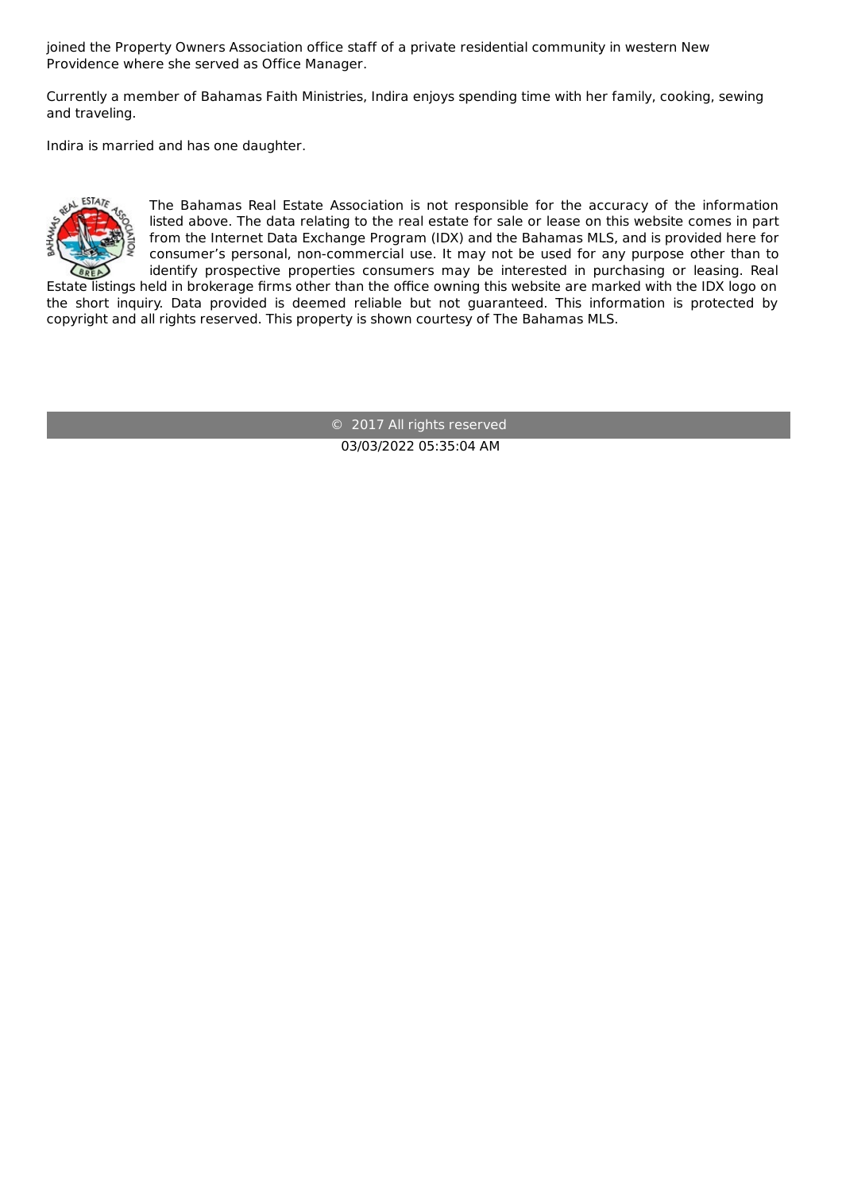joined the Property Owners Association office staff of a private residential community in western New Providence where she served as Office Manager.

Currently a member of Bahamas Faith Ministries, Indira enjoys spending time with her family, cooking, sewing and traveling.

Indira is married and has one daughter.

The Bahamas Real Estate Association is not responsible for the accuracy of the information listed above. The data relating to the real estate for sale or lease on this website comes in part from the Internet Data Exchange Program (IDX) and the Bahamas MLS, and is provided here for consumer's personal, non-commercial use. It may not be used for any purpose other than to identify prospective properties consumers may be interested in purchasing or leasing. Real Estate listings held in brokerage firms other than the office owning this website are marked with the IDX logo on the short inquiry. Data provided is deemed reliable but not guaranteed. This information is protected by copyright and all rights reserved. This property is shown courtesy of The Bahamas MLS.

© 2017 All rights reserved

03/03/2022 05:35:04 AM